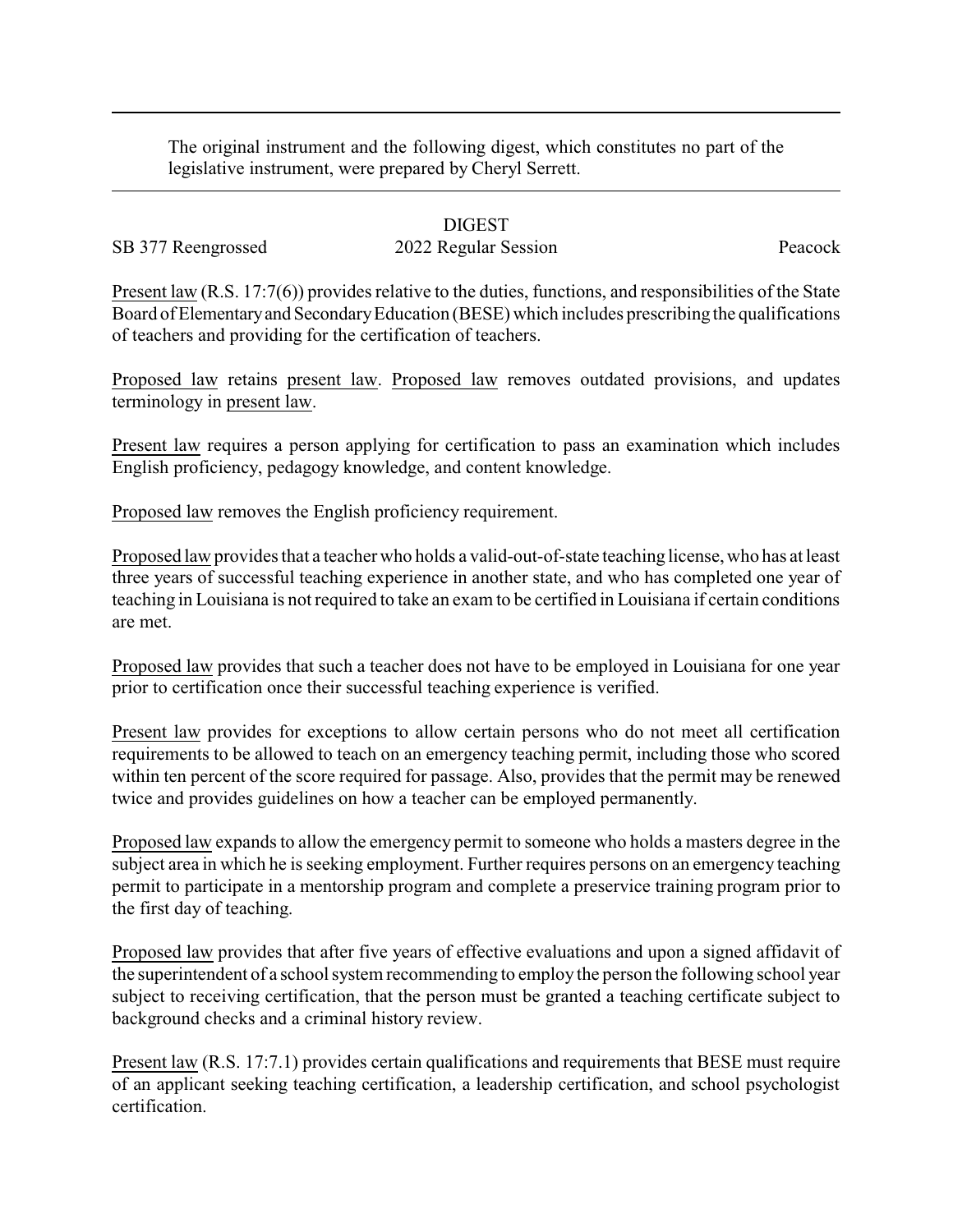The original instrument and the following digest, which constitutes no part of the legislative instrument, were prepared by Cheryl Serrett.

DIGEST

SB 377 Reengrossed 2022 Regular Session Peacock

Present law (R.S. 17:7(6)) provides relative to the duties, functions, and responsibilities of the State Board of Elementary and Secondary Education (BESE) which includes prescribing the qualifications of teachers and providing for the certification of teachers.

Proposed law retains present law. Proposed law removes outdated provisions, and updates terminology in present law.

Present law requires a person applying for certification to pass an examination which includes English proficiency, pedagogy knowledge, and content knowledge.

Proposed law removes the English proficiency requirement.

Proposed law provides that a teacher who holds a valid-out-of-state teaching license, who has at least three years of successful teaching experience in another state, and who has completed one year of teaching in Louisiana is not required to take an exam to be certified in Louisiana if certain conditions are met.

Proposed law provides that such a teacher does not have to be employed in Louisiana for one year prior to certification once their successful teaching experience is verified.

Present law provides for exceptions to allow certain persons who do not meet all certification requirements to be allowed to teach on an emergency teaching permit, including those who scored within ten percent of the score required for passage. Also, provides that the permit may be renewed twice and provides guidelines on how a teacher can be employed permanently.

Proposed law expands to allow the emergency permit to someone who holds a masters degree in the subject area in which he is seeking employment. Further requires persons on an emergency teaching permit to participate in a mentorship program and complete a preservice training program prior to the first day of teaching.

Proposed law provides that after five years of effective evaluations and upon a signed affidavit of the superintendent of a school system recommending to employ the person the following school year subject to receiving certification, that the person must be granted a teaching certificate subject to background checks and a criminal history review.

Present law (R.S. 17:7.1) provides certain qualifications and requirements that BESE must require of an applicant seeking teaching certification, a leadership certification, and school psychologist certification.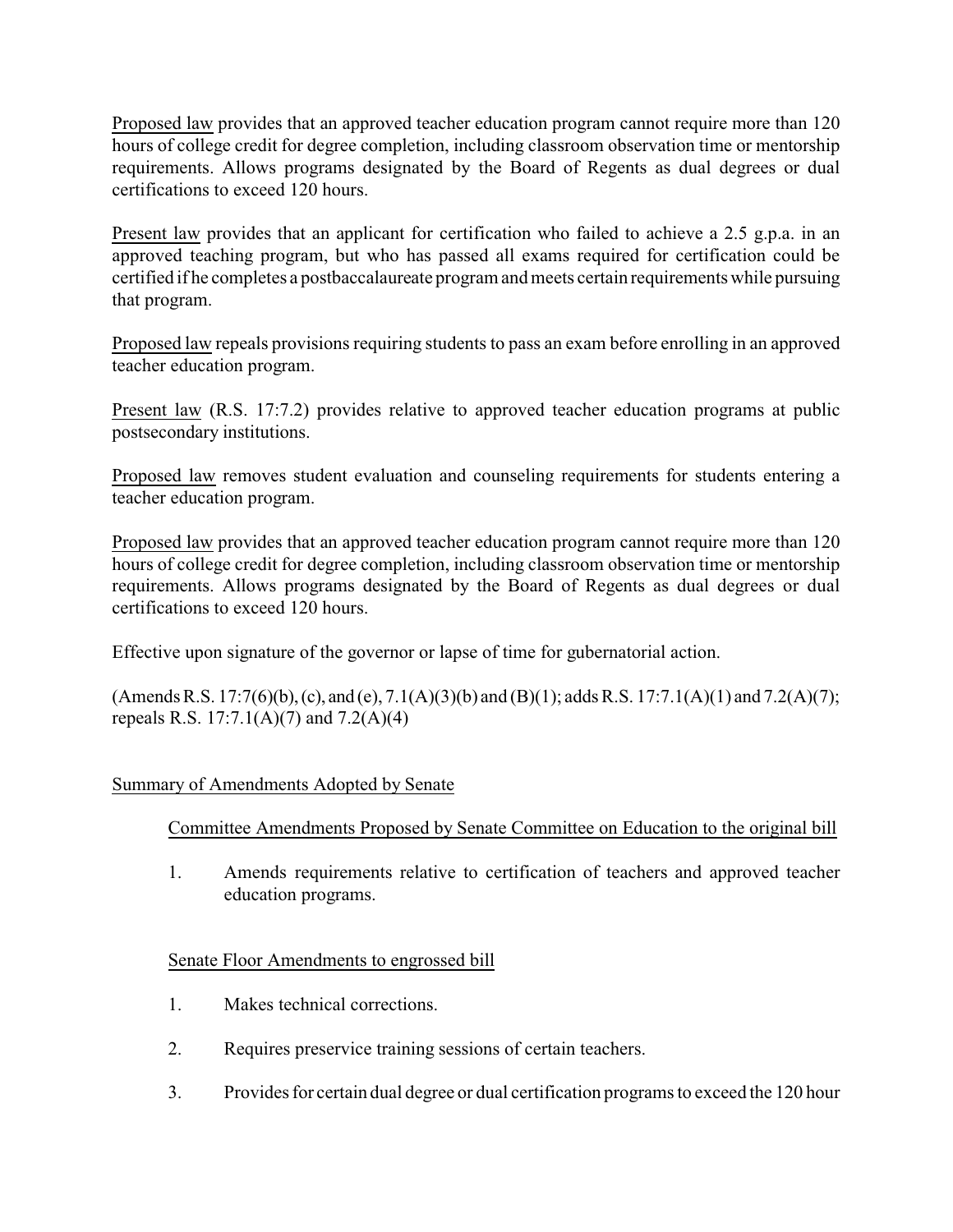Proposed law provides that an approved teacher education program cannot require more than 120 hours of college credit for degree completion, including classroom observation time or mentorship requirements. Allows programs designated by the Board of Regents as dual degrees or dual certifications to exceed 120 hours.

Present law provides that an applicant for certification who failed to achieve a 2.5 g.p.a. in an approved teaching program, but who has passed all exams required for certification could be certified if he completes a postbaccalaureate program and meets certain requirements while pursuing that program.

Proposed law repeals provisions requiring students to pass an exam before enrolling in an approved teacher education program.

Present law (R.S. 17:7.2) provides relative to approved teacher education programs at public postsecondary institutions.

Proposed law removes student evaluation and counseling requirements for students entering a teacher education program.

Proposed law provides that an approved teacher education program cannot require more than 120 hours of college credit for degree completion, including classroom observation time or mentorship requirements. Allows programs designated by the Board of Regents as dual degrees or dual certifications to exceed 120 hours.

Effective upon signature of the governor or lapse of time for gubernatorial action.

(Amends R.S. 17:7(6)(b), (c), and (e), 7.1(A)(3)(b) and (B)(1); adds R.S. 17:7.1(A)(1) and 7.2(A)(7); repeals R.S. 17:7.1(A)(7) and 7.2(A)(4)

Summary of Amendments Adopted by Senate

Committee Amendments Proposed by Senate Committee on Education to the original bill

1. Amends requirements relative to certification of teachers and approved teacher education programs.

Senate Floor Amendments to engrossed bill

1. Makes technical corrections.
2. Requires preservice training sessions of certain teachers.
3. Provides for certain dual degree or dual certification programs to exceed the 120 hour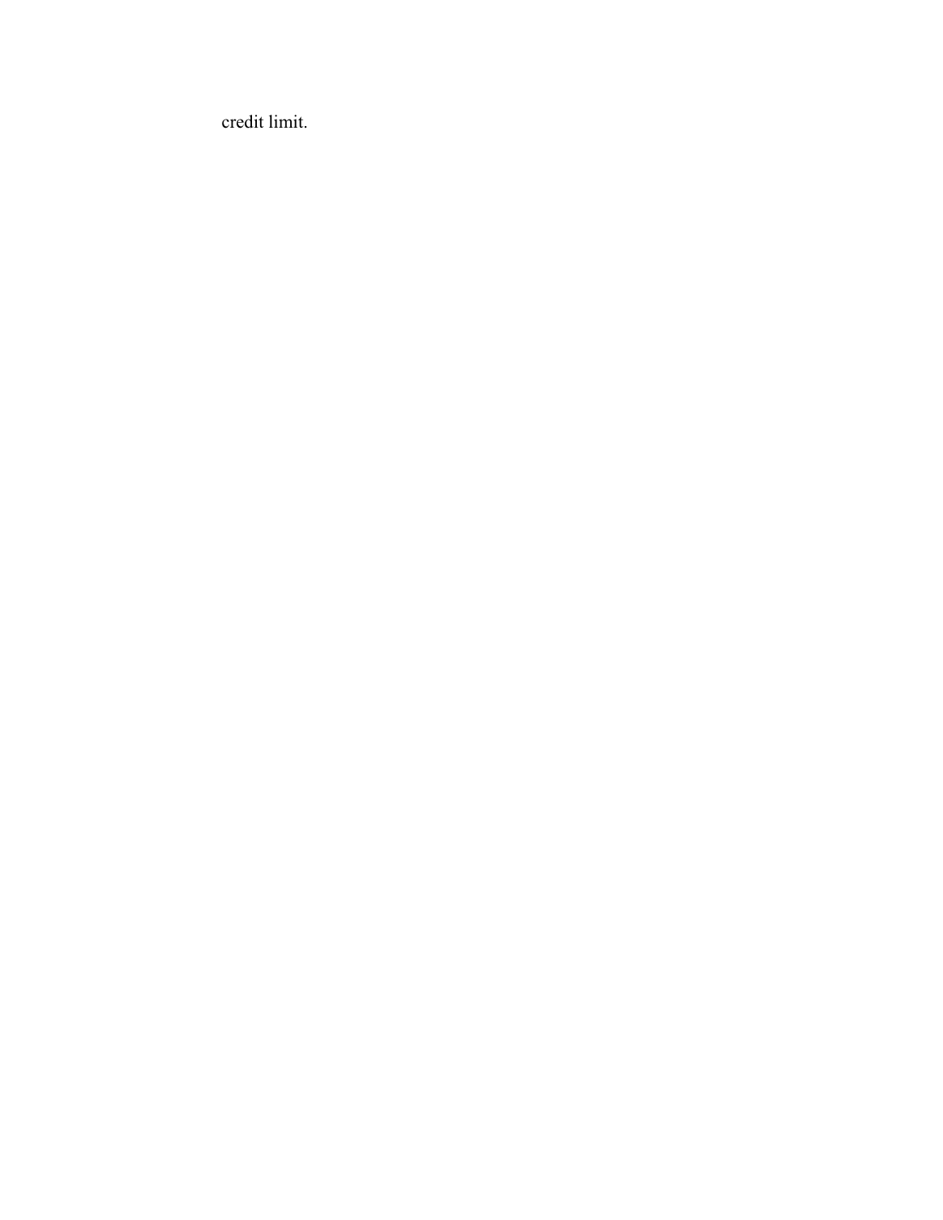credit limit.